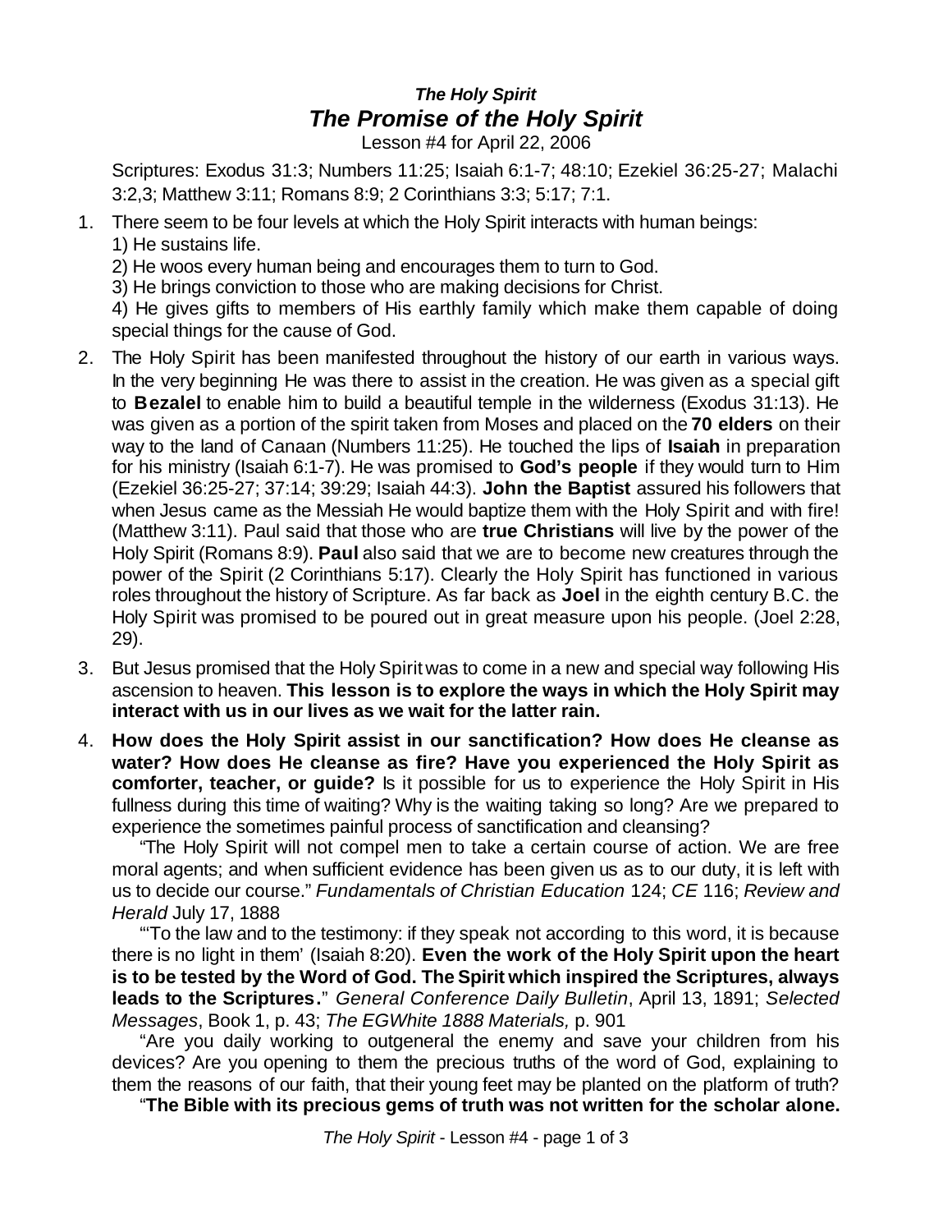# *The Holy Spirit*
## *The Promise of the Holy Spirit*

Lesson #4 for April 22, 2006

Scriptures: Exodus 31:3; Numbers 11:25; Isaiah 6:1-7; 48:10; Ezekiel 36:25-27; Malachi 3:2,3; Matthew 3:11; Romans 8:9; 2 Corinthians 3:3; 5:17; 7:1.

1. There seem to be four levels at which the Holy Spirit interacts with human beings:
   1) He sustains life.
   2) He woos every human being and encourages them to turn to God.
   3) He brings conviction to those who are making decisions for Christ.
   4) He gives gifts to members of His earthly family which make them capable of doing special things for the cause of God.

2. The Holy Spirit has been manifested throughout the history of our earth in various ways. In the very beginning He was there to assist in the creation. He was given as a special gift to **Bezalel** to enable him to build a beautiful temple in the wilderness (Exodus 31:13). He was given as a portion of the spirit taken from Moses and placed on the **70 elders** on their way to the land of Canaan (Numbers 11:25). He touched the lips of **Isaiah** in preparation for his ministry (Isaiah 6:1-7). He was promised to **God's people** if they would turn to Him (Ezekiel 36:25-27; 37:14; 39:29; Isaiah 44:3). **John the Baptist** assured his followers that when Jesus came as the Messiah He would baptize them with the Holy Spirit and with fire! (Matthew 3:11). Paul said that those who are **true Christians** will live by the power of the Holy Spirit (Romans 8:9). **Paul** also said that we are to become new creatures through the power of the Spirit (2 Corinthians 5:17). Clearly the Holy Spirit has functioned in various roles throughout the history of Scripture. As far back as **Joel** in the eighth century B.C. the Holy Spirit was promised to be poured out in great measure upon his people. (Joel 2:28, 29).

3. But Jesus promised that the Holy Spirit was to come in a new and special way following His ascension to heaven. **This lesson is to explore the ways in which the Holy Spirit may interact with us in our lives as we wait for the latter rain.**

4. **How does the Holy Spirit assist in our sanctification? How does He cleanse as water? How does He cleanse as fire? Have you experienced the Holy Spirit as comforter, teacher, or guide?** Is it possible for us to experience the Holy Spirit in His fullness during this time of waiting? Why is the waiting taking so long? Are we prepared to experience the sometimes painful process of sanctification and cleansing?

   "The Holy Spirit will not compel men to take a certain course of action. We are free moral agents; and when sufficient evidence has been given us as to our duty, it is left with us to decide our course." *Fundamentals of Christian Education* 124; *CE* 116; *Review and Herald* July 17, 1888

   "'To the law and to the testimony: if they speak not according to this word, it is because there is no light in them' (Isaiah 8:20). **Even the work of the Holy Spirit upon the heart is to be tested by the Word of God. The Spirit which inspired the Scriptures, always leads to the Scriptures.**" *General Conference Daily Bulletin*, April 13, 1891; *Selected Messages*, Book 1, p. 43; *The EGWhite 1888 Materials,* p. 901

   "Are you daily working to outgeneral the enemy and save your children from his devices? Are you opening to them the precious truths of the word of God, explaining to them the reasons of our faith, that their young feet may be planted on the platform of truth?

   "**The Bible with its precious gems of truth was not written for the scholar alone.**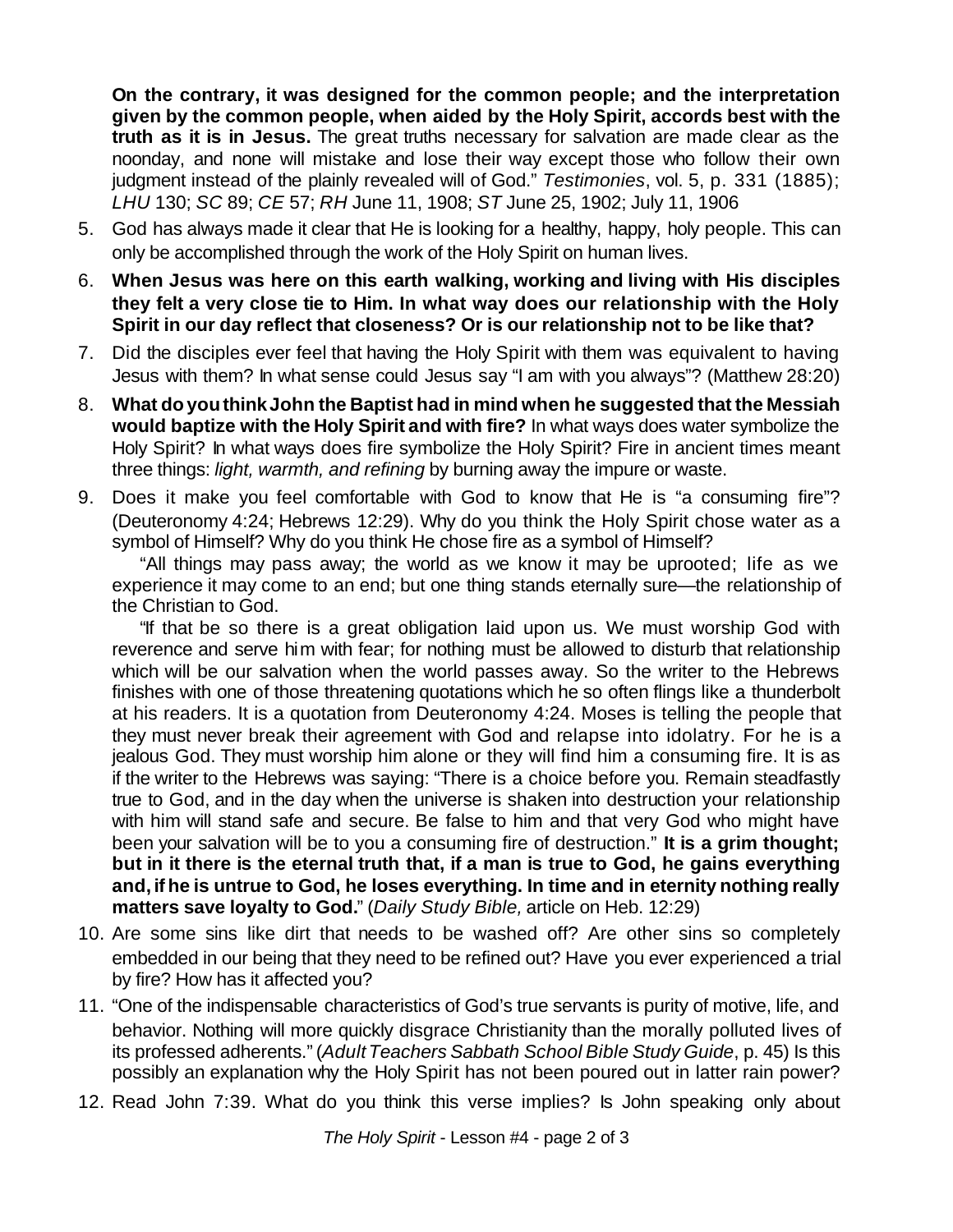**On the contrary, it was designed for the common people; and the interpretation given by the common people, when aided by the Holy Spirit, accords best with the truth as it is in Jesus.** The great truths necessary for salvation are made clear as the noonday, and none will mistake and lose their way except those who follow their own judgment instead of the plainly revealed will of God." *Testimonies*, vol. 5, p. 331 (1885); *LHU* 130; *SC* 89; *CE* 57; *RH* June 11, 1908; *ST* June 25, 1902; July 11, 1906

5. God has always made it clear that He is looking for a healthy, happy, holy people. This can only be accomplished through the work of the Holy Spirit on human lives.
6. **When Jesus was here on this earth walking, working and living with His disciples they felt a very close tie to Him. In what way does our relationship with the Holy Spirit in our day reflect that closeness? Or is our relationship not to be like that?**
7. Did the disciples ever feel that having the Holy Spirit with them was equivalent to having Jesus with them? In what sense could Jesus say "I am with you always"? (Matthew 28:20)
8. **What do you think John the Baptist had in mind when he suggested that the Messiah would baptize with the Holy Spirit and with fire?** In what ways does water symbolize the Holy Spirit? In what ways does fire symbolize the Holy Spirit? Fire in ancient times meant three things: *light, warmth, and refining* by burning away the impure or waste.
9. Does it make you feel comfortable with God to know that He is "a consuming fire"? (Deuteronomy 4:24; Hebrews 12:29). Why do you think the Holy Spirit chose water as a symbol of Himself? Why do you think He chose fire as a symbol of Himself?

   "All things may pass away; the world as we know it may be uprooted; life as we experience it may come to an end; but one thing stands eternally sure—the relationship of the Christian to God.

   "If that be so there is a great obligation laid upon us. We must worship God with reverence and serve him with fear; for nothing must be allowed to disturb that relationship which will be our salvation when the world passes away. So the writer to the Hebrews finishes with one of those threatening quotations which he so often flings like a thunderbolt at his readers. It is a quotation from Deuteronomy 4:24. Moses is telling the people that they must never break their agreement with God and relapse into idolatry. For he is a jealous God. They must worship him alone or they will find him a consuming fire. It is as if the writer to the Hebrews was saying: "There is a choice before you. Remain steadfastly true to God, and in the day when the universe is shaken into destruction your relationship with him will stand safe and secure. Be false to him and that very God who might have been your salvation will be to you a consuming fire of destruction." **It is a grim thought; but in it there is the eternal truth that, if a man is true to God, he gains everything and, if he is untrue to God, he loses everything. In time and in eternity nothing really matters save loyalty to God.**" (*Daily Study Bible,* article on Heb. 12:29)
10. Are some sins like dirt that needs to be washed off? Are other sins so completely embedded in our being that they need to be refined out? Have you ever experienced a trial by fire? How has it affected you?
11. "One of the indispensable characteristics of God's true servants is purity of motive, life, and behavior. Nothing will more quickly disgrace Christianity than the morally polluted lives of its professed adherents." (*Adult Teachers Sabbath School Bible Study Guide*, p. 45) Is this possibly an explanation why the Holy Spirit has not been poured out in latter rain power?
12. Read John 7:39. What do you think this verse implies? Is John speaking only about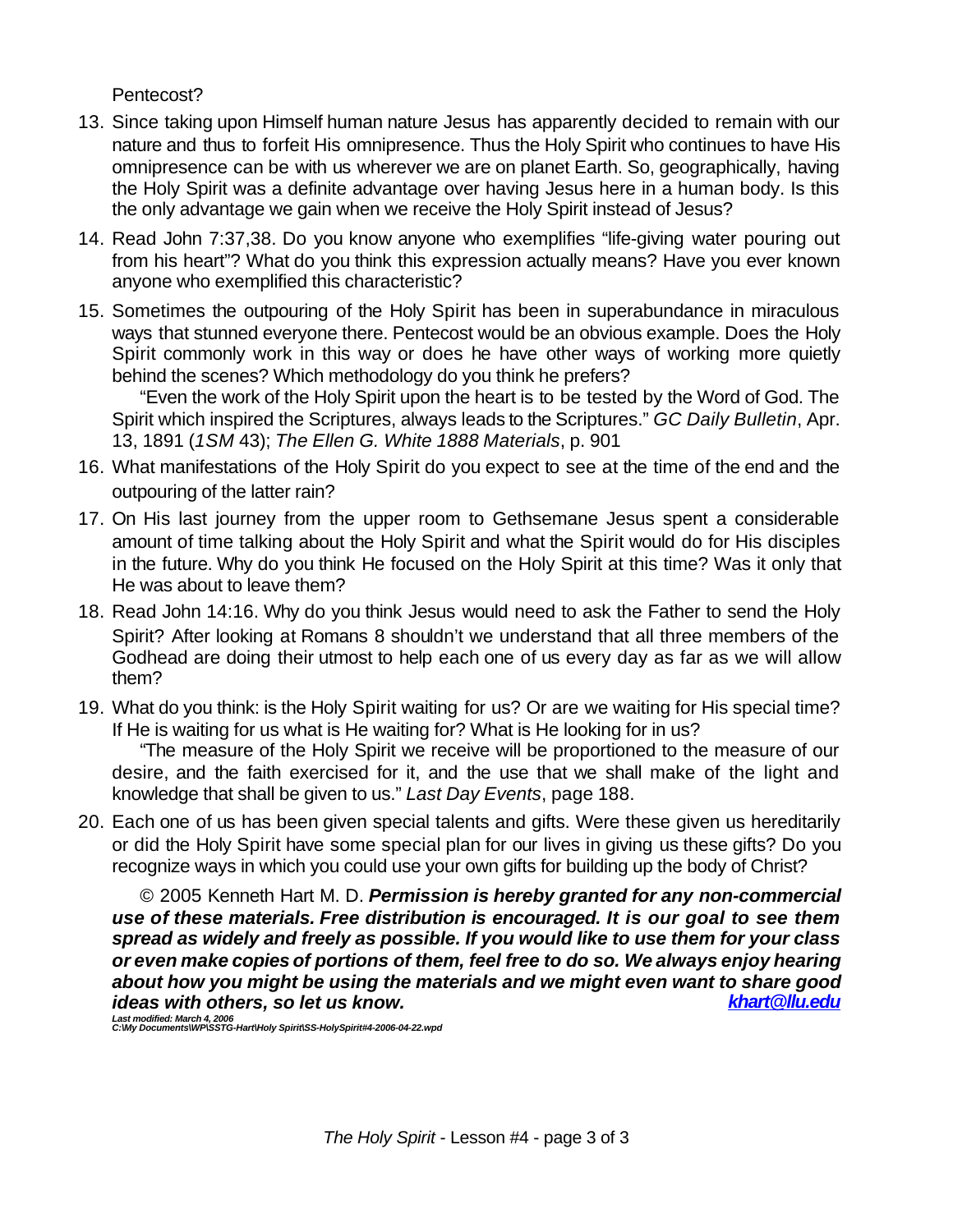Pentecost?

13. Since taking upon Himself human nature Jesus has apparently decided to remain with our nature and thus to forfeit His omnipresence. Thus the Holy Spirit who continues to have His omnipresence can be with us wherever we are on planet Earth. So, geographically, having the Holy Spirit was a definite advantage over having Jesus here in a human body. Is this the only advantage we gain when we receive the Holy Spirit instead of Jesus?
14. Read John 7:37,38. Do you know anyone who exemplifies "life-giving water pouring out from his heart"? What do you think this expression actually means? Have you ever known anyone who exemplified this characteristic?
15. Sometimes the outpouring of the Holy Spirit has been in superabundance in miraculous ways that stunned everyone there. Pentecost would be an obvious example. Does the Holy Spirit commonly work in this way or does he have other ways of working more quietly behind the scenes? Which methodology do you think he prefers?

    "Even the work of the Holy Spirit upon the heart is to be tested by the Word of God. The Spirit which inspired the Scriptures, always leads to the Scriptures." *GC Daily Bulletin*, Apr. 13, 1891 (*1SM* 43); *The Ellen G. White 1888 Materials*, p. 901
16. What manifestations of the Holy Spirit do you expect to see at the time of the end and the outpouring of the latter rain?
17. On His last journey from the upper room to Gethsemane Jesus spent a considerable amount of time talking about the Holy Spirit and what the Spirit would do for His disciples in the future. Why do you think He focused on the Holy Spirit at this time? Was it only that He was about to leave them?
18. Read John 14:16. Why do you think Jesus would need to ask the Father to send the Holy Spirit? After looking at Romans 8 shouldn't we understand that all three members of the Godhead are doing their utmost to help each one of us every day as far as we will allow them?
19. What do you think: is the Holy Spirit waiting for us? Or are we waiting for His special time? If He is waiting for us what is He waiting for? What is He looking for in us?

    "The measure of the Holy Spirit we receive will be proportioned to the measure of our desire, and the faith exercised for it, and the use that we shall make of the light and knowledge that shall be given to us." *Last Day Events*, page 188.
20. Each one of us has been given special talents and gifts. Were these given us hereditarily or did the Holy Spirit have some special plan for our lives in giving us these gifts? Do you recognize ways in which you could use your own gifts for building up the body of Christ?

© 2005 Kenneth Hart M. D. ***Permission is hereby granted for any non-commercial use of these materials. Free distribution is encouraged. It is our goal to see them spread as widely and freely as possible. If you would like to use them for your class or even make copies of portions of them, feel free to do so. We always enjoy hearing about how you might be using the materials and we might even want to share good ideas with others, so let us know.*** ***khart@llu.edu***

*Last modified: March 4, 2006*
*C:\My Documents\WP\SSTG-Hart\Holy Spirit\SS-HolySpirit#4-2006-04-22.wpd*